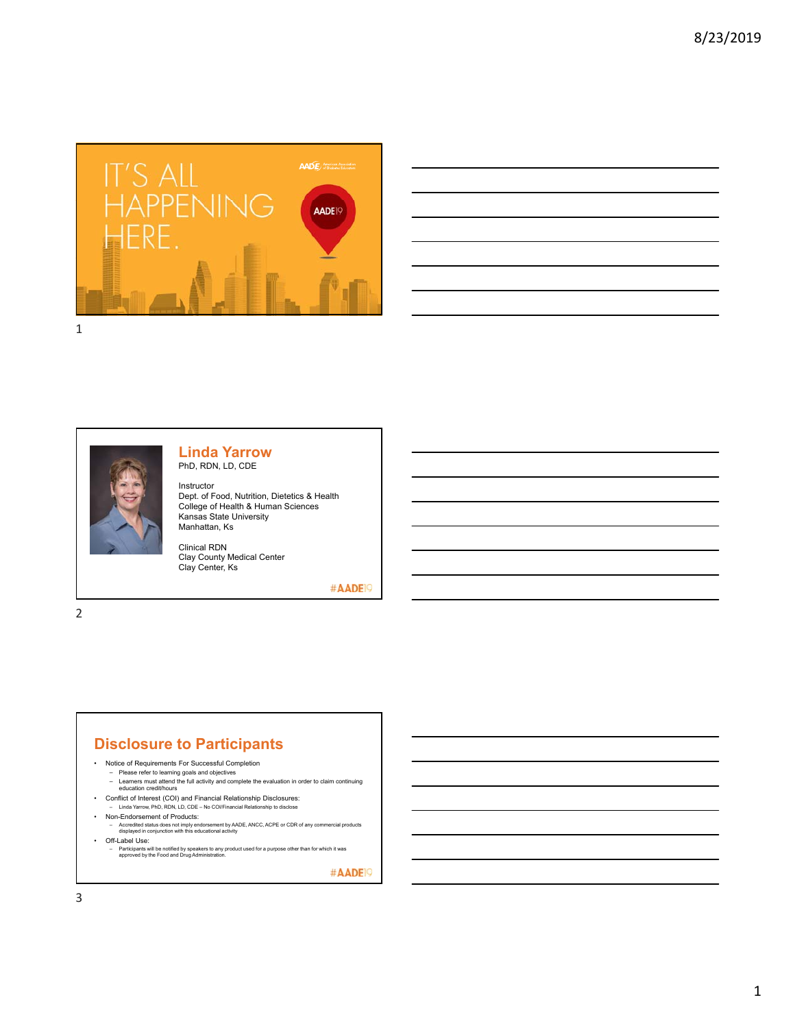IT'S ALL HAPPENING HERE.

AADE19

## Linda Yarrow

PhD, RDN, LD, CDE

Instructor
Dept. of Food, Nutrition, Dietetics & Health
College of Health & Human Sciences
Kansas State University
Manhattan, Ks

Clinical RDN
Clay County Medical Center
Clay Center, Ks

#AADE19

## Disclosure to Participants

- Notice of Requirements For Successful Completion
  - Please refer to learning goals and objectives
  - Learners must attend the full activity and complete the evaluation in order to claim continuing education credit/hours
- Conflict of Interest (COI) and Financial Relationship Disclosures:
  - Linda Yarrow, PhD, RDN, LD, CDE – No COI/Financial Relationship to disclose
- Non-Endorsement of Products:
  - Accredited status does not imply endorsement by AADE, ANCC, ACPE or CDR of any commercial products displayed in conjunction with this educational activity
- Off-Label Use:
  - Participants will be notified by speakers to any product used for a purpose other than for which it was approved by the Food and Drug Administration.

#AADE19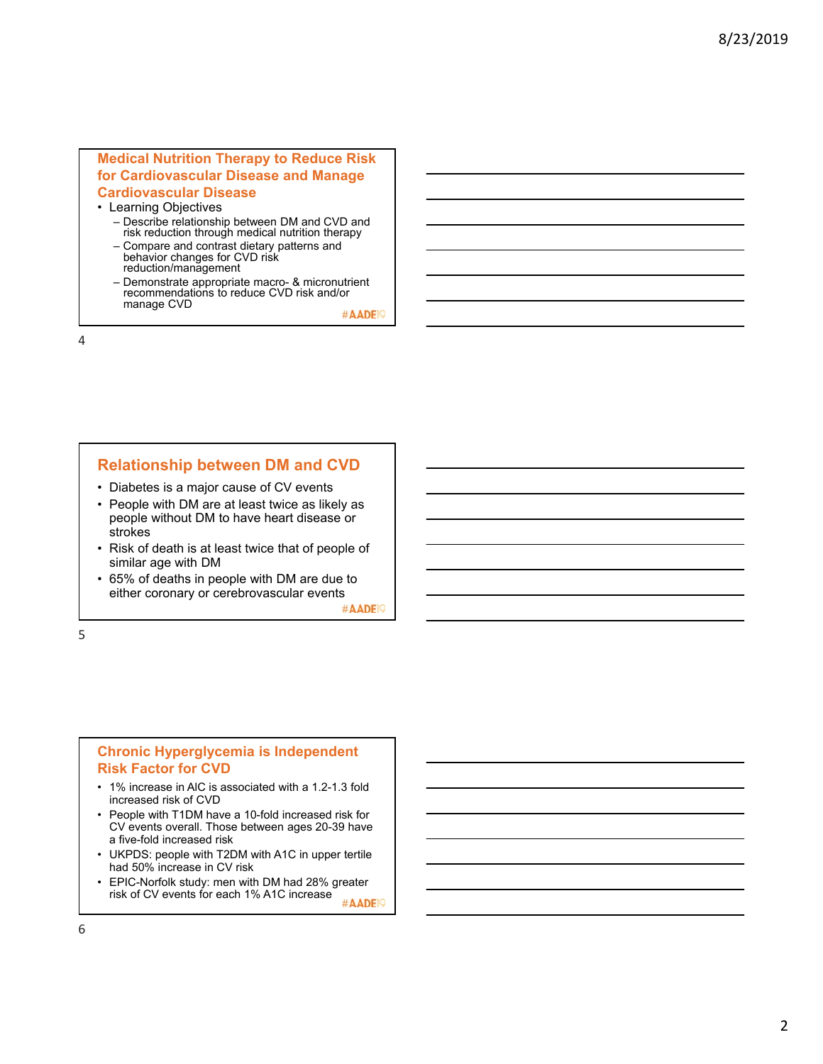## Medical Nutrition Therapy to Reduce Risk for Cardiovascular Disease and Manage Cardiovascular Disease

- Learning Objectives
  - Describe relationship between DM and CVD and risk reduction through medical nutrition therapy
  - Compare and contrast dietary patterns and behavior changes for CVD risk reduction/management
  - Demonstrate appropriate macro- & micronutrient recommendations to reduce CVD risk and/or manage CVD

#AADE19

## Relationship between DM and CVD

- Diabetes is a major cause of CV events
- People with DM are at least twice as likely as people without DM to have heart disease or strokes
- Risk of death is at least twice that of people of similar age with DM
- 65% of deaths in people with DM are due to either coronary or cerebrovascular events

#AADE19

## Chronic Hyperglycemia is Independent Risk Factor for CVD

- 1% increase in AIC is associated with a 1.2-1.3 fold increased risk of CVD
- People with T1DM have a 10-fold increased risk for CV events overall. Those between ages 20-39 have a five-fold increased risk
- UKPDS: people with T2DM with A1C in upper tertile had 50% increase in CV risk
- EPIC-Norfolk study: men with DM had 28% greater risk of CV events for each 1% A1C increase

#AADE19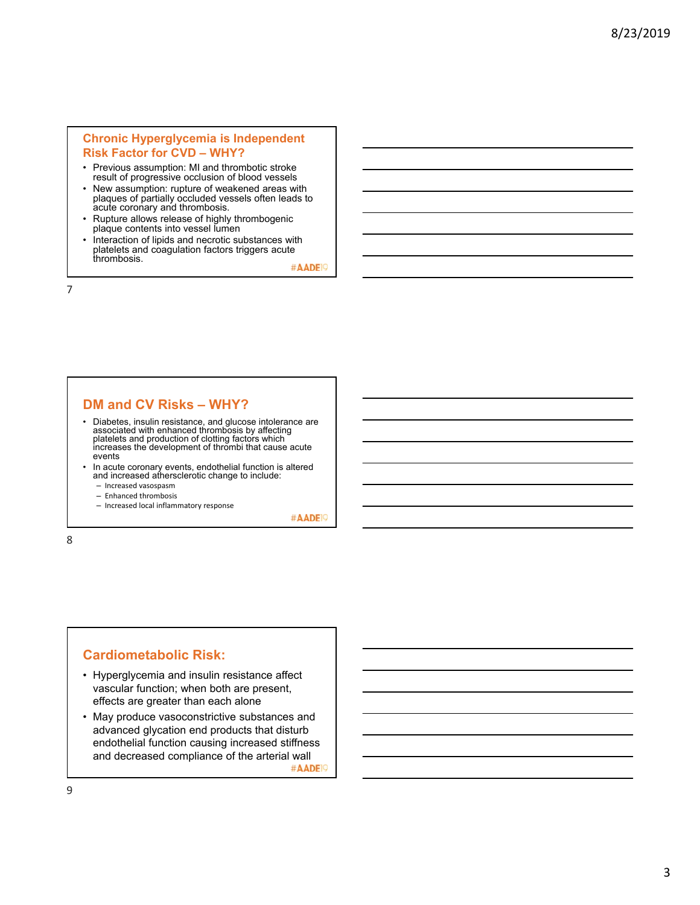## Chronic Hyperglycemia is Independent Risk Factor for CVD – WHY?

- Previous assumption: MI and thrombotic stroke result of progressive occlusion of blood vessels
- New assumption: rupture of weakened areas with plaques of partially occluded vessels often leads to acute coronary and thrombosis.
- Rupture allows release of highly thrombogenic plaque contents into vessel lumen
- Interaction of lipids and necrotic substances with platelets and coagulation factors triggers acute thrombosis.

#AADE19

## DM and CV Risks – WHY?

- Diabetes, insulin resistance, and glucose intolerance are associated with enhanced thrombosis by affecting platelets and production of clotting factors which increases the development of thrombi that cause acute events
- In acute coronary events, endothelial function is altered and increased athersclerotic change to include:
  - Increased vasospasm
  - Enhanced thrombosis
  - Increased local inflammatory response

#AADE19

## Cardiometabolic Risk:

- Hyperglycemia and insulin resistance affect vascular function; when both are present, effects are greater than each alone
- May produce vasoconstrictive substances and advanced glycation end products that disturb endothelial function causing increased stiffness and decreased compliance of the arterial wall

#AADE19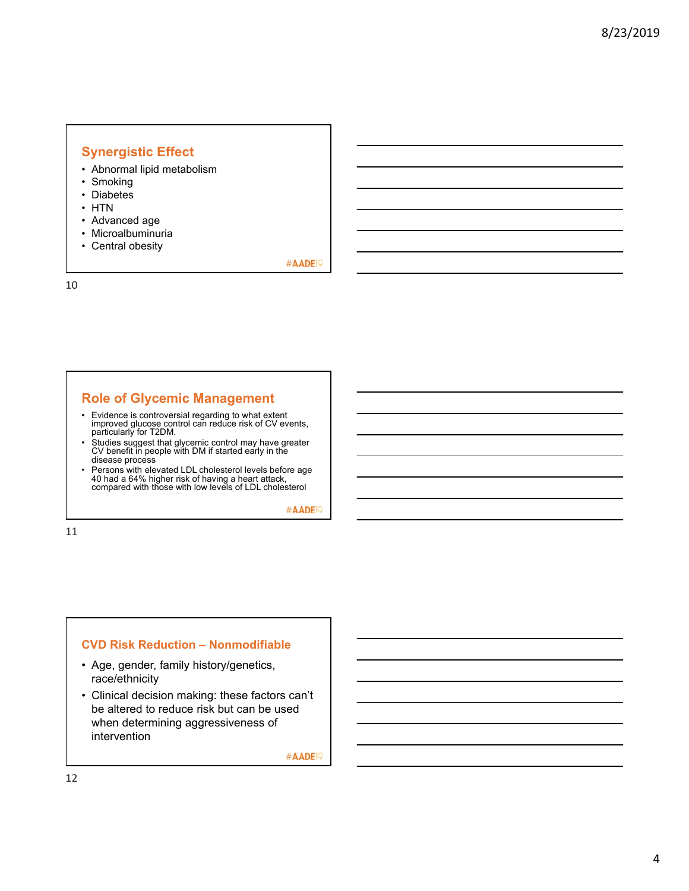## Synergistic Effect

- Abnormal lipid metabolism
- Smoking
- Diabetes
- HTN
- Advanced age
- Microalbuminuria
- Central obesity

#AADE19

## Role of Glycemic Management

- Evidence is controversial regarding to what extent improved glucose control can reduce risk of CV events, particularly for T2DM.
- Studies suggest that glycemic control may have greater CV benefit in people with DM if started early in the disease process
- Persons with elevated LDL cholesterol levels before age 40 had a 64% higher risk of having a heart attack, compared with those with low levels of LDL cholesterol

#AADE19

## CVD Risk Reduction – Nonmodifiable

- Age, gender, family history/genetics, race/ethnicity
- Clinical decision making: these factors can't be altered to reduce risk but can be used when determining aggressiveness of intervention

#AADE19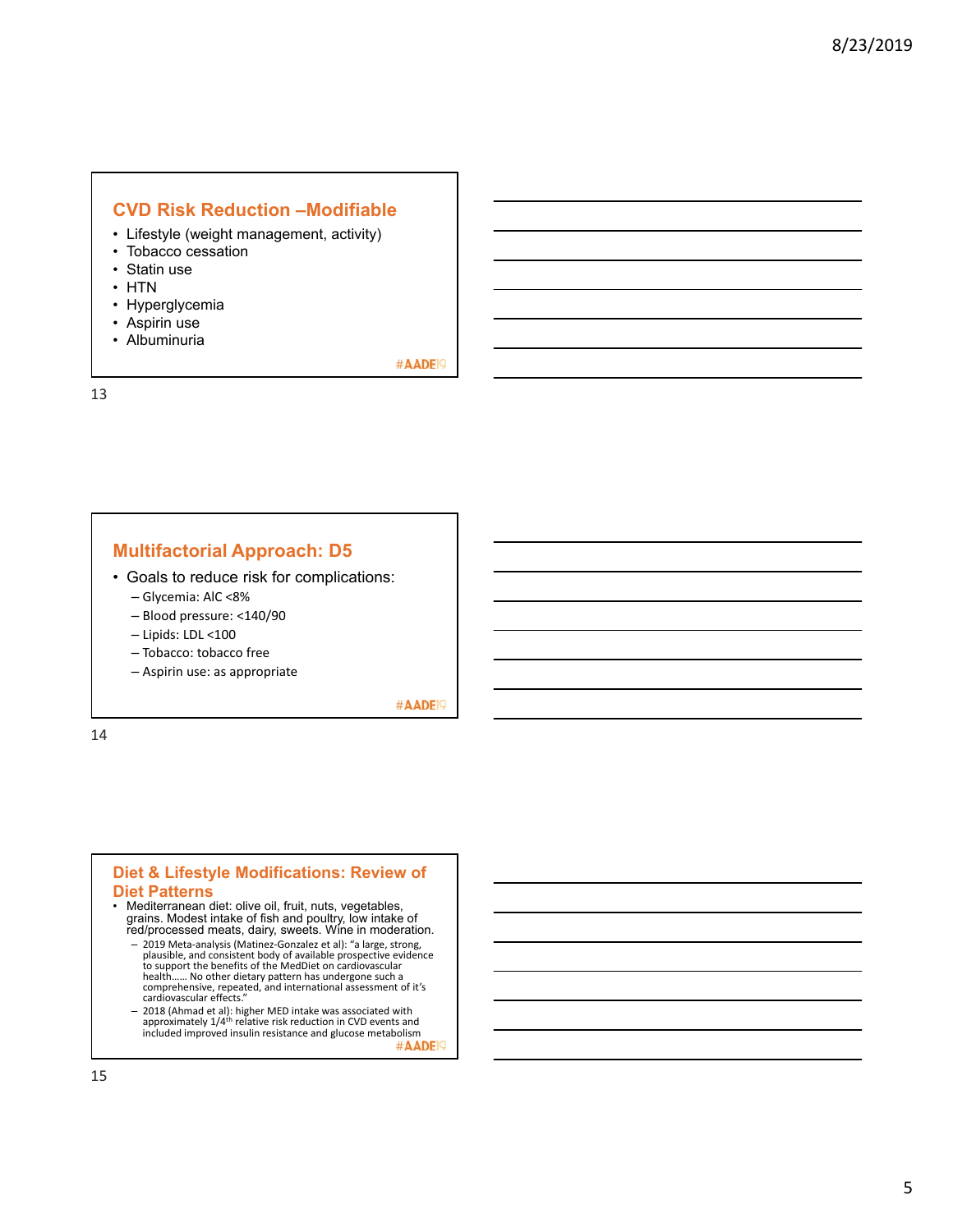## CVD Risk Reduction –Modifiable

- Lifestyle (weight management, activity)
- Tobacco cessation
- Statin use
- HTN
- Hyperglycemia
- Aspirin use
- Albuminuria

#AADE19

## Multifactorial Approach: D5

- Goals to reduce risk for complications:
  - Glycemia: AIC <8%
  - Blood pressure: <140/90
  - Lipids: LDL <100
  - Tobacco: tobacco free
  - Aspirin use: as appropriate

#AADE19

## Diet & Lifestyle Modifications: Review of Diet Patterns

- Mediterranean diet: olive oil, fruit, nuts, vegetables, grains. Modest intake of fish and poultry, low intake of red/processed meats, dairy, sweets. Wine in moderation.
  - 2019 Meta-analysis (Matinez-Gonzalez et al): "a large, strong, plausible, and consistent body of available prospective evidence to support the benefits of the MedDiet on cardiovascular health…… No other dietary pattern has undergone such a comprehensive, repeated, and international assessment of it's cardiovascular effects."
  - 2018 (Ahmad et al): higher MED intake was associated with approximately 1/4th relative risk reduction in CVD events and included improved insulin resistance and glucose metabolism

#AADE19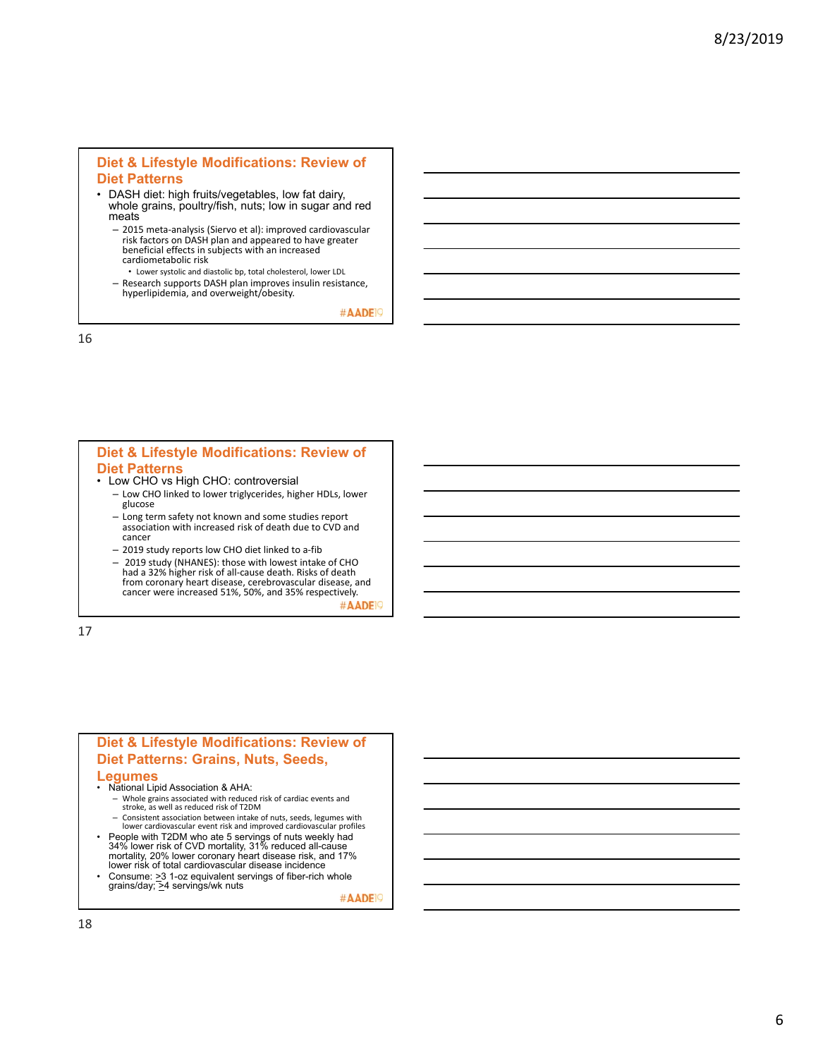## Diet & Lifestyle Modifications: Review of Diet Patterns

- DASH diet: high fruits/vegetables, low fat dairy, whole grains, poultry/fish, nuts; low in sugar and red meats
  - 2015 meta-analysis (Siervo et al): improved cardiovascular risk factors on DASH plan and appeared to have greater beneficial effects in subjects with an increased cardiometabolic risk
    - Lower systolic and diastolic bp, total cholesterol, lower LDL
  - Research supports DASH plan improves insulin resistance, hyperlipidemia, and overweight/obesity.

#AADE19

## Diet & Lifestyle Modifications: Review of Diet Patterns

- Low CHO vs High CHO: controversial
  - Low CHO linked to lower triglycerides, higher HDLs, lower glucose
  - Long term safety not known and some studies report association with increased risk of death due to CVD and cancer
  - 2019 study reports low CHO diet linked to a-fib
  - 2019 study (NHANES): those with lowest intake of CHO had a 32% higher risk of all-cause death. Risks of death from coronary heart disease, cerebrovascular disease, and cancer were increased 51%, 50%, and 35% respectively.

#AADE19

## Diet & Lifestyle Modifications: Review of Diet Patterns: Grains, Nuts, Seeds, Legumes

- National Lipid Association & AHA:
  - Whole grains associated with reduced risk of cardiac events and stroke, as well as reduced risk of T2DM
  - Consistent association between intake of nuts, seeds, legumes with lower cardiovascular event risk and improved cardiovascular profiles
- People with T2DM who ate 5 servings of nuts weekly had 34% lower risk of CVD mortality, 31% reduced all-cause mortality, 20% lower coronary heart disease risk, and 17% lower risk of total cardiovascular disease incidence
- Consume: $\geq$3 1-oz equivalent servings of fiber-rich whole grains/day; $\geq$4 servings/wk nuts

#AADE19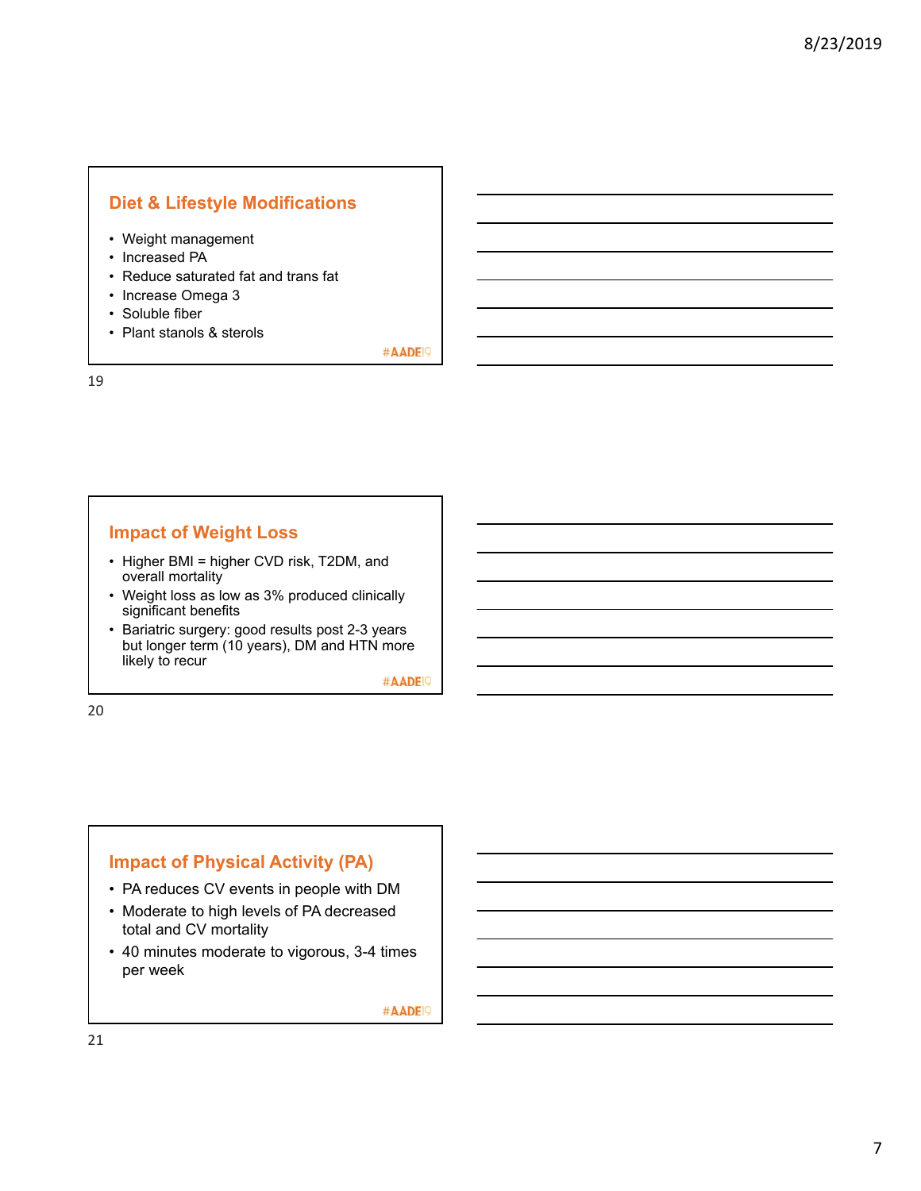## Diet & Lifestyle Modifications

- Weight management
- Increased PA
- Reduce saturated fat and trans fat
- Increase Omega 3
- Soluble fiber
- Plant stanols & sterols

#AADE19

## Impact of Weight Loss

- Higher BMI = higher CVD risk, T2DM, and overall mortality
- Weight loss as low as 3% produced clinically significant benefits
- Bariatric surgery: good results post 2-3 years but longer term (10 years), DM and HTN more likely to recur

#AADE19

## Impact of Physical Activity (PA)

- PA reduces CV events in people with DM
- Moderate to high levels of PA decreased total and CV mortality
- 40 minutes moderate to vigorous, 3-4 times per week

#AADE19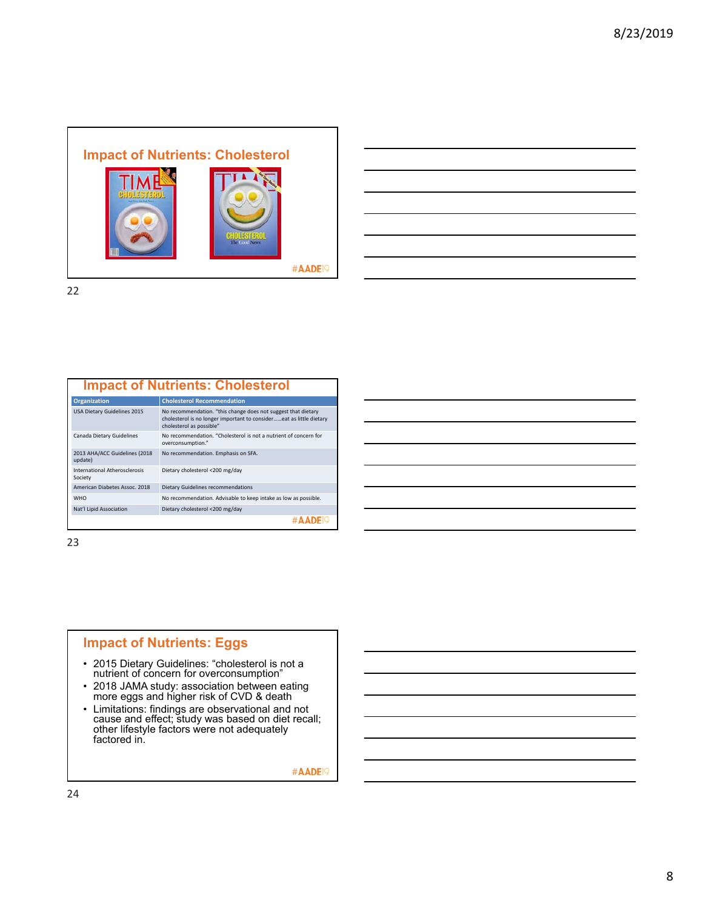## Impact of Nutrients: Cholesterol

#AADE19

## Impact of Nutrients: Cholesterol

| Organization | Cholesterol Recommendation |
|---|---|
| USA Dietary Guidelines 2015 | No recommendation. "this change does not suggest that dietary cholesterol is no longer important to consider……eat as little dietary cholesterol as possible" |
| Canada Dietary Guidelines | No recommendation. "Cholesterol is not a nutrient of concern for overconsumption." |
| 2013 AHA/ACC Guidelines (2018 update) | No recommendation. Emphasis on SFA. |
| International Atherosclerosis Society | Dietary cholesterol <200 mg/day |
| American Diabetes Assoc. 2018 | Dietary Guidelines recommendations |
| WHO | No recommendation. Advisable to keep intake as low as possible. |
| Nat'l Lipid Association | Dietary cholesterol <200 mg/day |

#AADE19

## Impact of Nutrients: Eggs

- 2015 Dietary Guidelines: "cholesterol is not a nutrient of concern for overconsumption"
- 2018 JAMA study: association between eating more eggs and higher risk of CVD & death
- Limitations: findings are observational and not cause and effect; study was based on diet recall; other lifestyle factors were not adequately factored in.

#AADE19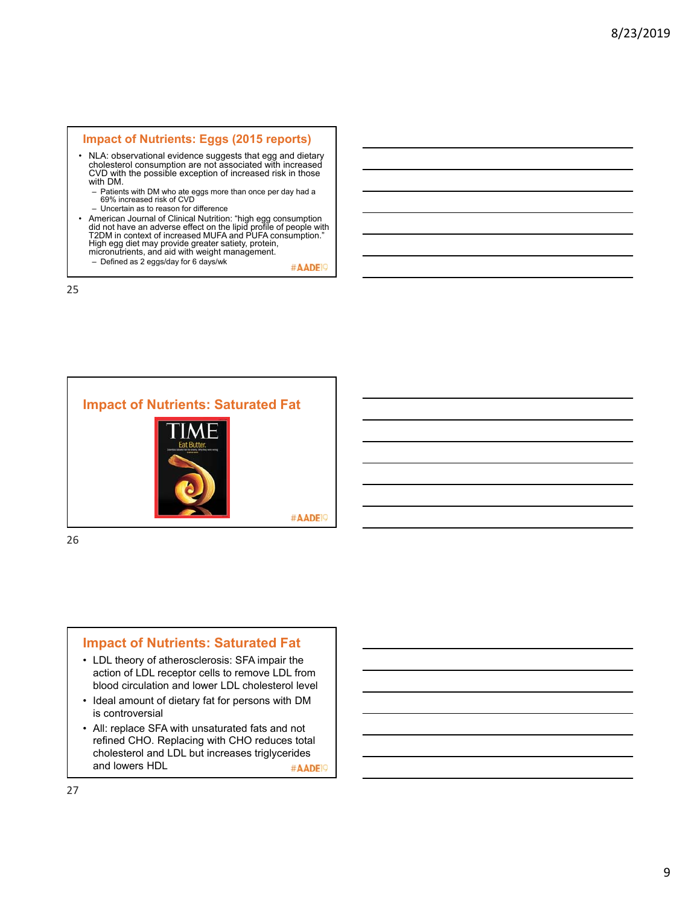## Impact of Nutrients: Eggs (2015 reports)

- NLA: observational evidence suggests that egg and dietary cholesterol consumption are not associated with increased CVD with the possible exception of increased risk in those with DM.
  - Patients with DM who ate eggs more than once per day had a 69% increased risk of CVD
  - Uncertain as to reason for difference
- American Journal of Clinical Nutrition: "high egg consumption did not have an adverse effect on the lipid profile of people with T2DM in context of increased MUFA and PUFA consumption." High egg diet may provide greater satiety, protein, micronutrients, and aid with weight management.
  - Defined as 2 eggs/day for 6 days/wk

#AADE19

## Impact of Nutrients: Saturated Fat

TIME

Eat Butter.

#AADE19

## Impact of Nutrients: Saturated Fat

- LDL theory of atherosclerosis: SFA impair the action of LDL receptor cells to remove LDL from blood circulation and lower LDL cholesterol level
- Ideal amount of dietary fat for persons with DM is controversial
- All: replace SFA with unsaturated fats and not refined CHO. Replacing with CHO reduces total cholesterol and LDL but increases triglycerides and lowers HDL

#AADE19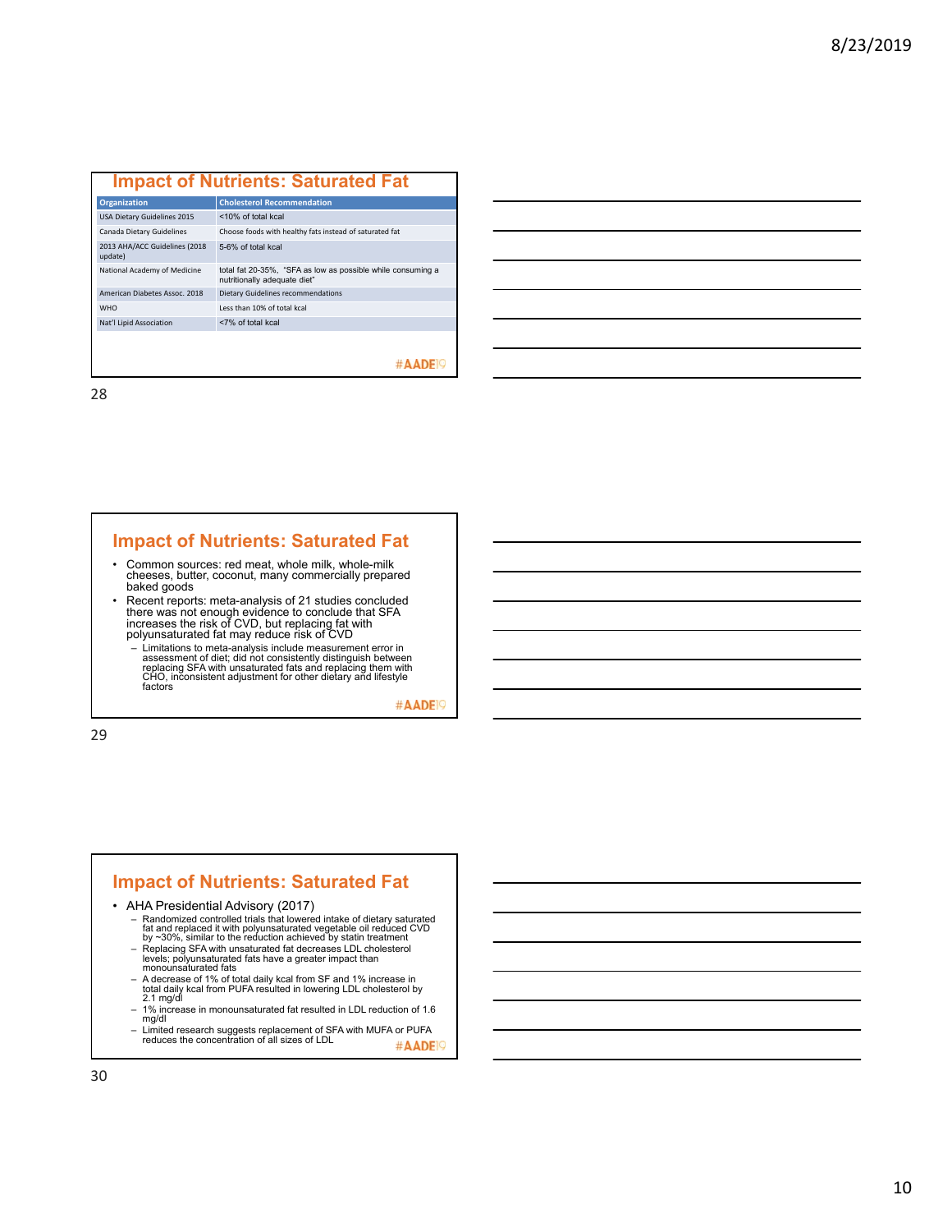## Impact of Nutrients: Saturated Fat

| Organization | Cholesterol Recommendation |
|---|---|
| USA Dietary Guidelines 2015 | <10% of total kcal |
| Canada Dietary Guidelines | Choose foods with healthy fats instead of saturated fat |
| 2013 AHA/ACC Guidelines (2018 update) | 5-6% of total kcal |
| National Academy of Medicine | total fat 20-35%, "SFA as low as possible while consuming a nutritionally adequate diet" |
| American Diabetes Assoc. 2018 | Dietary Guidelines recommendations |
| WHO | Less than 10% of total kcal |
| Nat'l Lipid Association | <7% of total kcal |

#AADE19

## Impact of Nutrients: Saturated Fat

- Common sources: red meat, whole milk, whole-milk cheeses, butter, coconut, many commercially prepared baked goods
- Recent reports: meta-analysis of 21 studies concluded there was not enough evidence to conclude that SFA increases the risk of CVD, but replacing fat with polyunsaturated fat may reduce risk of CVD
  - Limitations to meta-analysis include measurement error in assessment of diet; did not consistently distinguish between replacing SFA with unsaturated fats and replacing them with CHO, inconsistent adjustment for other dietary and lifestyle factors

#AADE19

## Impact of Nutrients: Saturated Fat

- AHA Presidential Advisory (2017)
  - Randomized controlled trials that lowered intake of dietary saturated fat and replaced it with polyunsaturated vegetable oil reduced CVD by ~30%, similar to the reduction achieved by statin treatment
  - Replacing SFA with unsaturated fat decreases LDL cholesterol levels; polyunsaturated fats have a greater impact than monounsaturated fats
  - A decrease of 1% of total daily kcal from SF and 1% increase in total daily kcal from PUFA resulted in lowering LDL cholesterol by 2.1 mg/dl
  - 1% increase in monounsaturated fat resulted in LDL reduction of 1.6 mg/dl
  - Limited research suggests replacement of SFA with MUFA or PUFA reduces the concentration of all sizes of LDL

#AADE19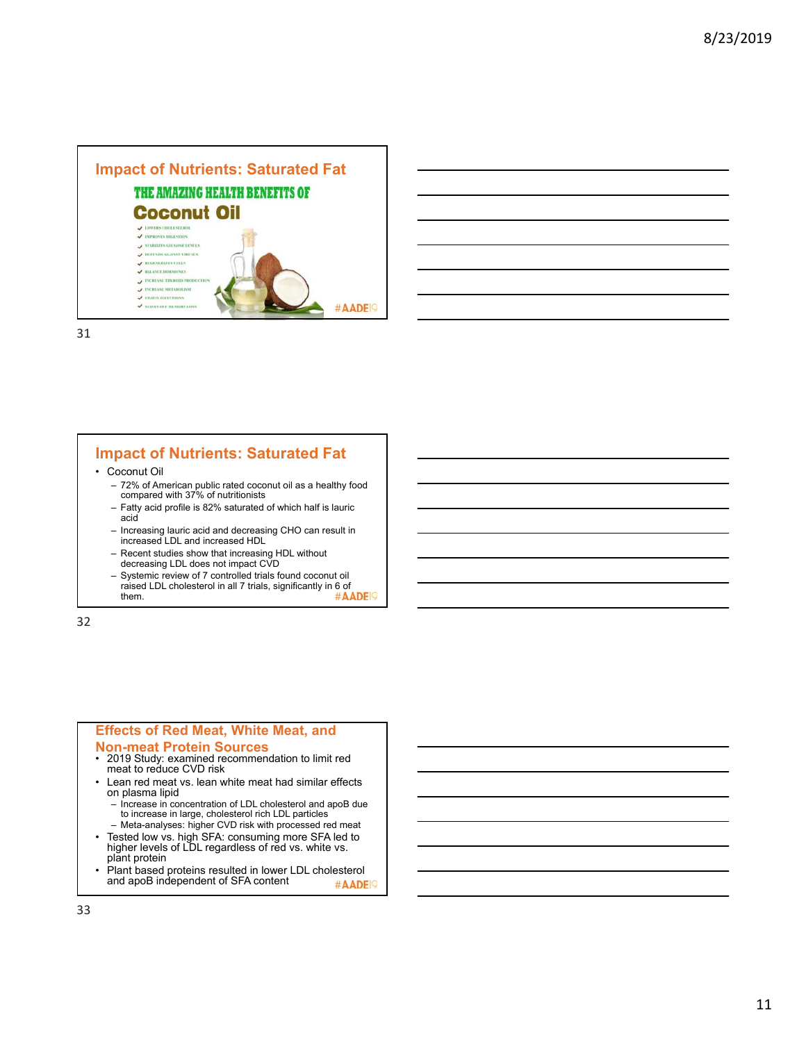## Impact of Nutrients: Saturated Fat

THE AMAZING HEALTH BENEFITS OF

Coconut Oil

- LOWERS CHOLESTEROL
- IMPROVES DIGESTION
- STABILIZES GLUCOSE LEVELS
- DEFENDS AGAINST VIRUSES
- REGENERATES CELLS
- BALANCE HORMONES
- INCREASE THYROID PRODUCTION
- INCREASE METABOLISM
- FIGHTS INFECTIONS
- STAVES OFF MEMORY LOSS

#AADE19

## Impact of Nutrients: Saturated Fat

- Coconut Oil
  - 72% of American public rated coconut oil as a healthy food compared with 37% of nutritionists
  - Fatty acid profile is 82% saturated of which half is lauric acid
  - Increasing lauric acid and decreasing CHO can result in increased LDL and increased HDL
  - Recent studies show that increasing HDL without decreasing LDL does not impact CVD
  - Systemic review of 7 controlled trials found coconut oil raised LDL cholesterol in all 7 trials, significantly in 6 of them.

#AADE19

## Effects of Red Meat, White Meat, and Non-meat Protein Sources

- 2019 Study: examined recommendation to limit red meat to reduce CVD risk
- Lean red meat vs. lean white meat had similar effects on plasma lipid
  - Increase in concentration of LDL cholesterol and apoB due to increase in large, cholesterol rich LDL particles
  - Meta-analyses: higher CVD risk with processed red meat
- Tested low vs. high SFA: consuming more SFA led to higher levels of LDL regardless of red vs. white vs. plant protein
- Plant based proteins resulted in lower LDL cholesterol and apoB independent of SFA content

#AADE19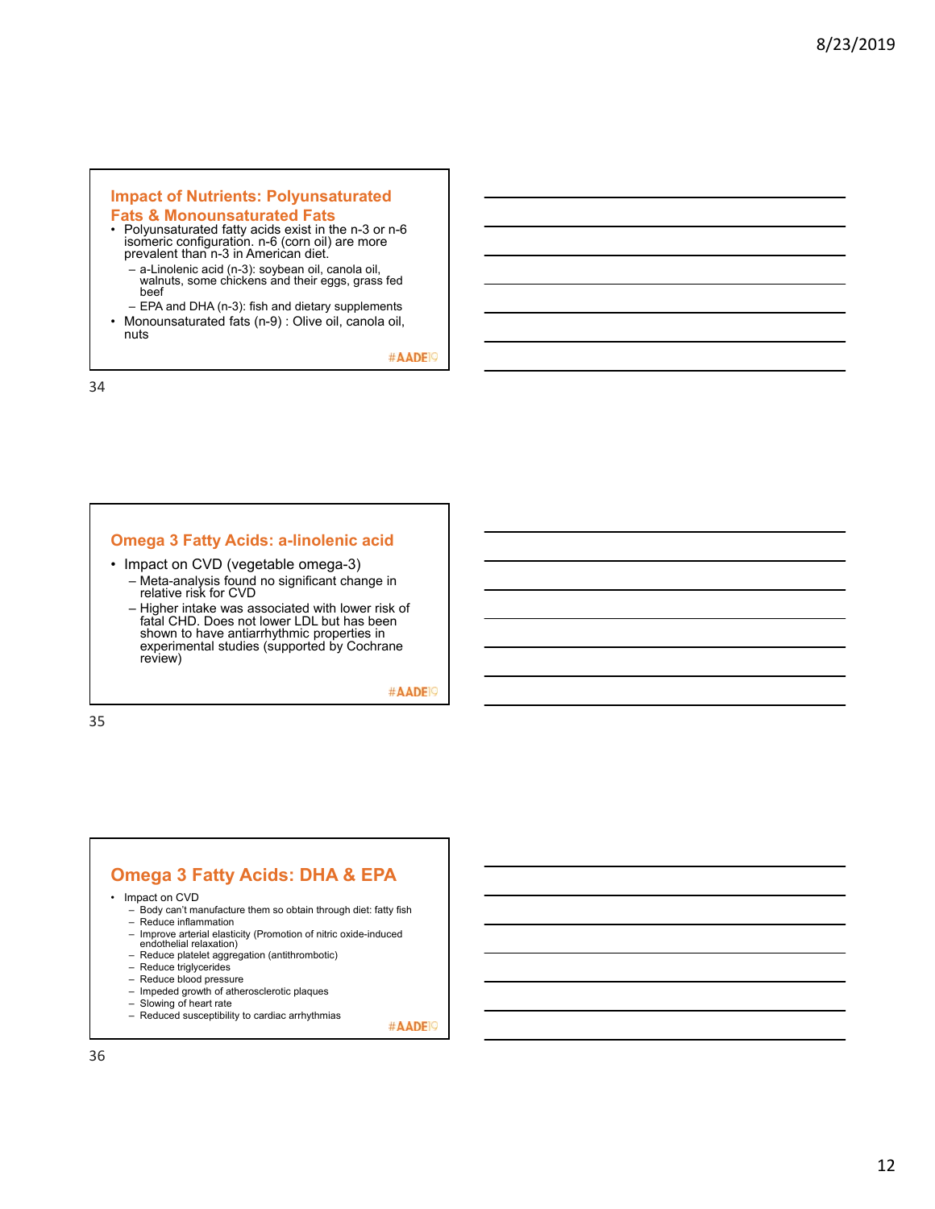## Impact of Nutrients: Polyunsaturated Fats & Monounsaturated Fats

- Polyunsaturated fatty acids exist in the n-3 or n-6 isomeric configuration. n-6 (corn oil) are more prevalent than n-3 in American diet.
  - a-Linolenic acid (n-3): soybean oil, canola oil, walnuts, some chickens and their eggs, grass fed beef
  - EPA and DHA (n-3): fish and dietary supplements
- Monounsaturated fats (n-9) : Olive oil, canola oil, nuts

#AADE19

## Omega 3 Fatty Acids: a-linolenic acid

- Impact on CVD (vegetable omega-3)
  - Meta-analysis found no significant change in relative risk for CVD
  - Higher intake was associated with lower risk of fatal CHD. Does not lower LDL but has been shown to have antiarrhythmic properties in experimental studies (supported by Cochrane review)

#AADE19

## Omega 3 Fatty Acids: DHA & EPA

- Impact on CVD
  - Body can't manufacture them so obtain through diet: fatty fish
  - Reduce inflammation
  - Improve arterial elasticity (Promotion of nitric oxide-induced endothelial relaxation)
  - Reduce platelet aggregation (antithrombotic)
  - Reduce triglycerides
  - Reduce blood pressure
  - Impeded growth of atherosclerotic plaques
  - Slowing of heart rate
  - Reduced susceptibility to cardiac arrhythmias

#AADE19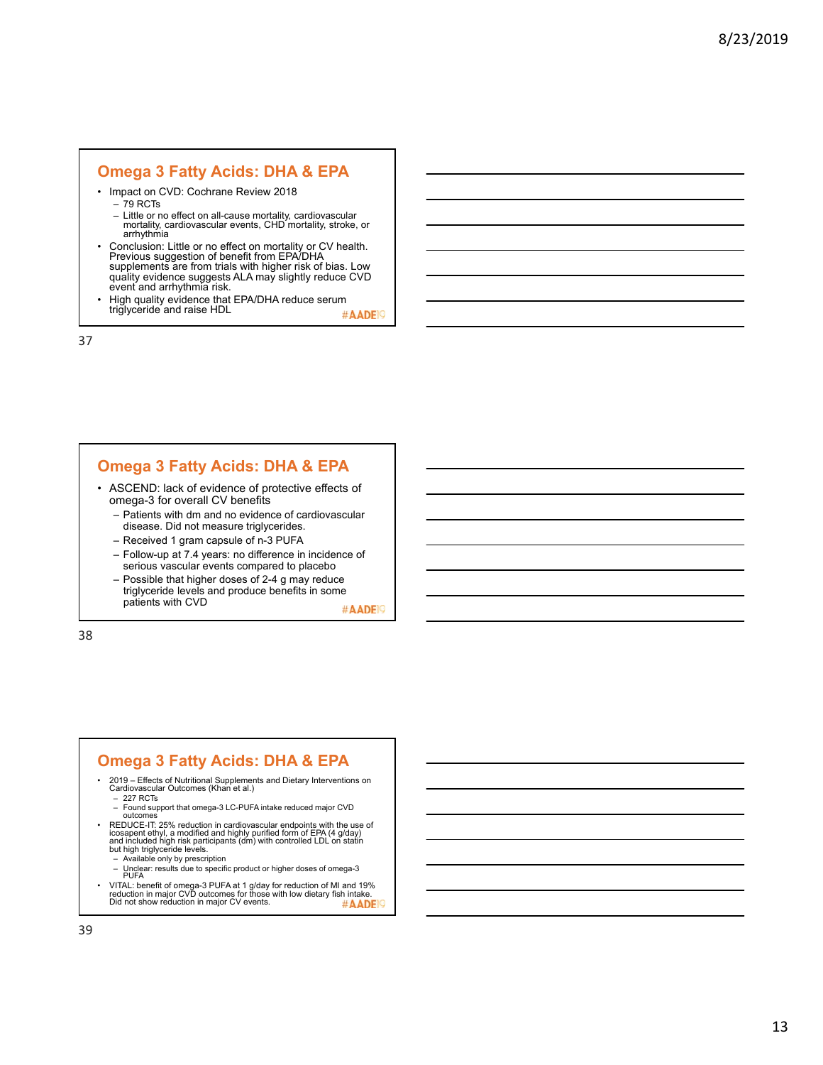## Omega 3 Fatty Acids: DHA & EPA

- Impact on CVD: Cochrane Review 2018
  - 79 RCTs
  - Little or no effect on all-cause mortality, cardiovascular mortality, cardiovascular events, CHD mortality, stroke, or arrhythmia
- Conclusion: Little or no effect on mortality or CV health. Previous suggestion of benefit from EPA/DHA supplements are from trials with higher risk of bias. Low quality evidence suggests ALA may slightly reduce CVD event and arrhythmia risk.
- High quality evidence that EPA/DHA reduce serum triglyceride and raise HDL

#AADE19

## Omega 3 Fatty Acids: DHA & EPA

- ASCEND: lack of evidence of protective effects of omega-3 for overall CV benefits
  - Patients with dm and no evidence of cardiovascular disease. Did not measure triglycerides.
  - Received 1 gram capsule of n-3 PUFA
  - Follow-up at 7.4 years: no difference in incidence of serious vascular events compared to placebo
  - Possible that higher doses of 2-4 g may reduce triglyceride levels and produce benefits in some patients with CVD

#AADE19

## Omega 3 Fatty Acids: DHA & EPA

- 2019 – Effects of Nutritional Supplements and Dietary Interventions on Cardiovascular Outcomes (Khan et al.)
  - 227 RCTs
  - Found support that omega-3 LC-PUFA intake reduced major CVD outcomes
- REDUCE-IT: 25% reduction in cardiovascular endpoints with the use of icosapent ethyl, a modified and highly purified form of EPA (4 g/day) and included high risk participants (dm) with controlled LDL on statin but high triglyceride levels.
  - Available only by prescription
  - Unclear: results due to specific product or higher doses of omega-3 PUFA
- VITAL: benefit of omega-3 PUFA at 1 g/day for reduction of MI and 19% reduction in major CVD outcomes for those with low dietary fish intake. Did not show reduction in major CV events.

#AADE19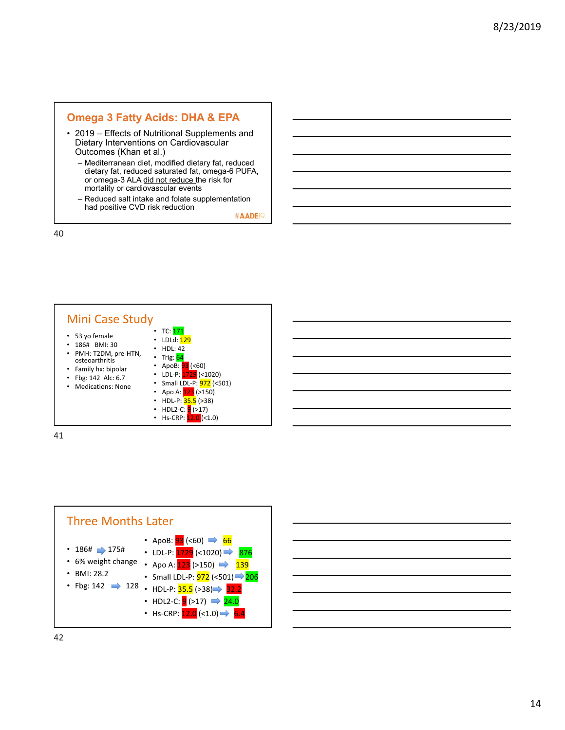## Omega 3 Fatty Acids: DHA & EPA

- 2019 – Effects of Nutritional Supplements and Dietary Interventions on Cardiovascular Outcomes (Khan et al.)
  - Mediterranean diet, modified dietary fat, reduced dietary fat, reduced saturated fat, omega-6 PUFA, or omega-3 ALA did not reduce the risk for mortality or cardiovascular events
  - Reduced salt intake and folate supplementation had positive CVD risk reduction

#AADE19

## Mini Case Study

- 53 yo female
- 186# BMI: 30
- PMH: T2DM, pre-HTN, osteoarthritis
- Family hx: bipolar
- Fbg: 142 Alc: 6.7
- Medications: None

- TC: 171
- LDLd: 129
- HDL: 42
- Trig: 64
- ApoB: 93 (<60)
- LDL-P: 1729 (<1020)
- Small LDL-P: 972 (<501)
- Apo A: 123 (>150)
- HDL-P: 35.5 (>38)
- HDL2-C: 9 (>17)
- Hs-CRP: 12.0 (<1.0)

## Three Months Later

- 186# ⇨ 175#
- 6% weight change
- BMI: 28.2
- Fbg: 142 ⇨ 128

- ApoB: 93 (<60) ⇨ 66
- LDL-P: 1729 (<1020) ⇨ 876
- Apo A: 123 (>150) ⇨ 139
- Small LDL-P: 972 (<501) ⇨ 206
- HDL-P: 35.5 (>38) ⇨ 32.2
- HDL2-C: 9 (>17) ⇨ 24.0
- Hs-CRP: 12.0 (<1.0) ⇨ 6.4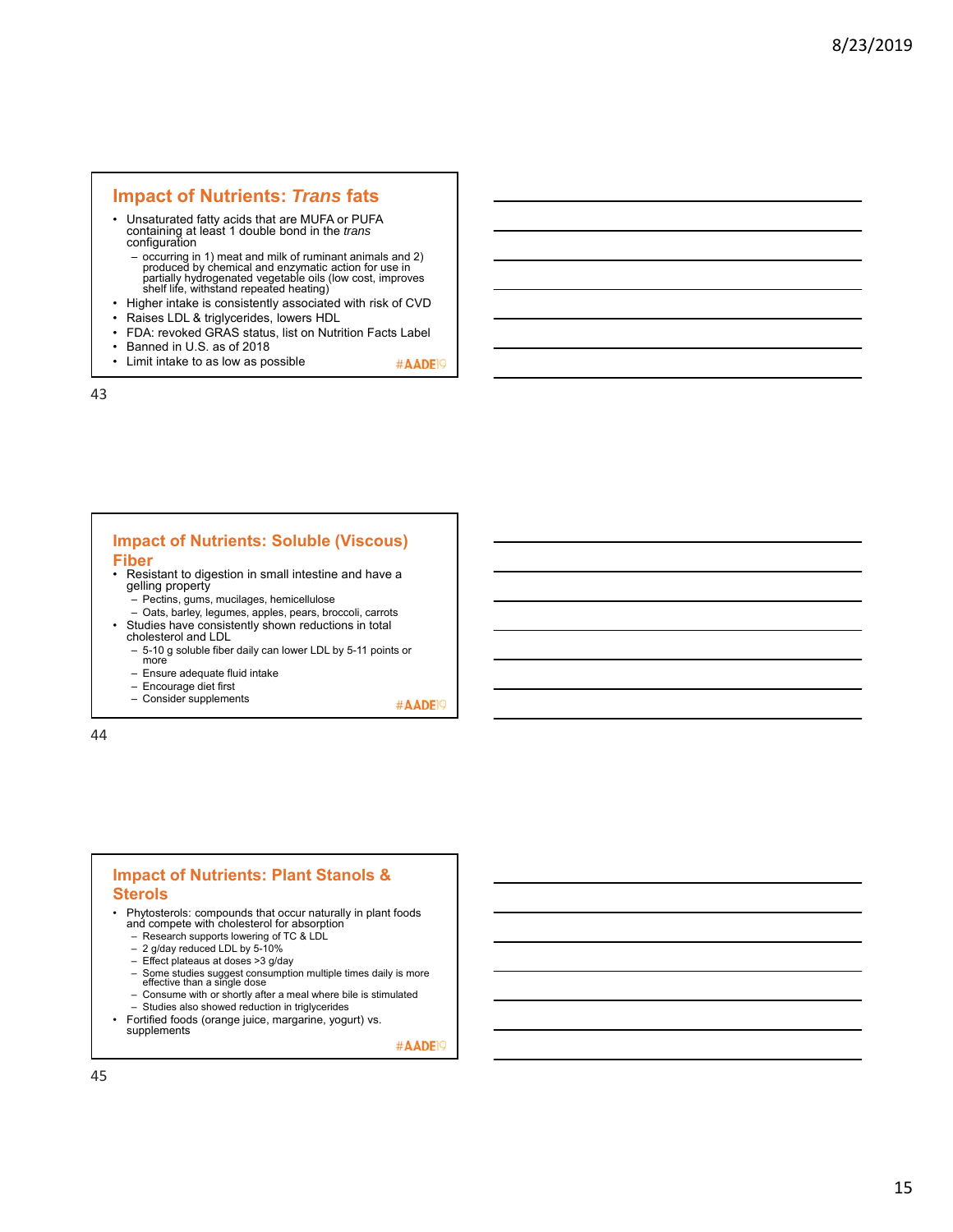## Impact of Nutrients: *Trans* fats

- Unsaturated fatty acids that are MUFA or PUFA containing at least 1 double bond in the *trans* configuration
  - occurring in 1) meat and milk of ruminant animals and 2) produced by chemical and enzymatic action for use in partially hydrogenated vegetable oils (low cost, improves shelf life, withstand repeated heating)
- Higher intake is consistently associated with risk of CVD
- Raises LDL & triglycerides, lowers HDL
- FDA: revoked GRAS status, list on Nutrition Facts Label
- Banned in U.S. as of 2018
- Limit intake to as low as possible

#AADE19

43

## Impact of Nutrients: Soluble (Viscous) Fiber

- Resistant to digestion in small intestine and have a gelling property
  - Pectins, gums, mucilages, hemicellulose
  - Oats, barley, legumes, apples, pears, broccoli, carrots
- Studies have consistently shown reductions in total cholesterol and LDL
  - 5-10 g soluble fiber daily can lower LDL by 5-11 points or more
  - Ensure adequate fluid intake
  - Encourage diet first
  - Consider supplements

#AADE19

44

## Impact of Nutrients: Plant Stanols & Sterols

- Phytosterols: compounds that occur naturally in plant foods and compete with cholesterol for absorption
  - Research supports lowering of TC & LDL
  - 2 g/day reduced LDL by 5-10%
  - Effect plateaus at doses >3 g/day
  - Some studies suggest consumption multiple times daily is more effective than a single dose
  - Consume with or shortly after a meal where bile is stimulated
  - Studies also showed reduction in triglycerides
- Fortified foods (orange juice, margarine, yogurt) vs. supplements

#AADE19

45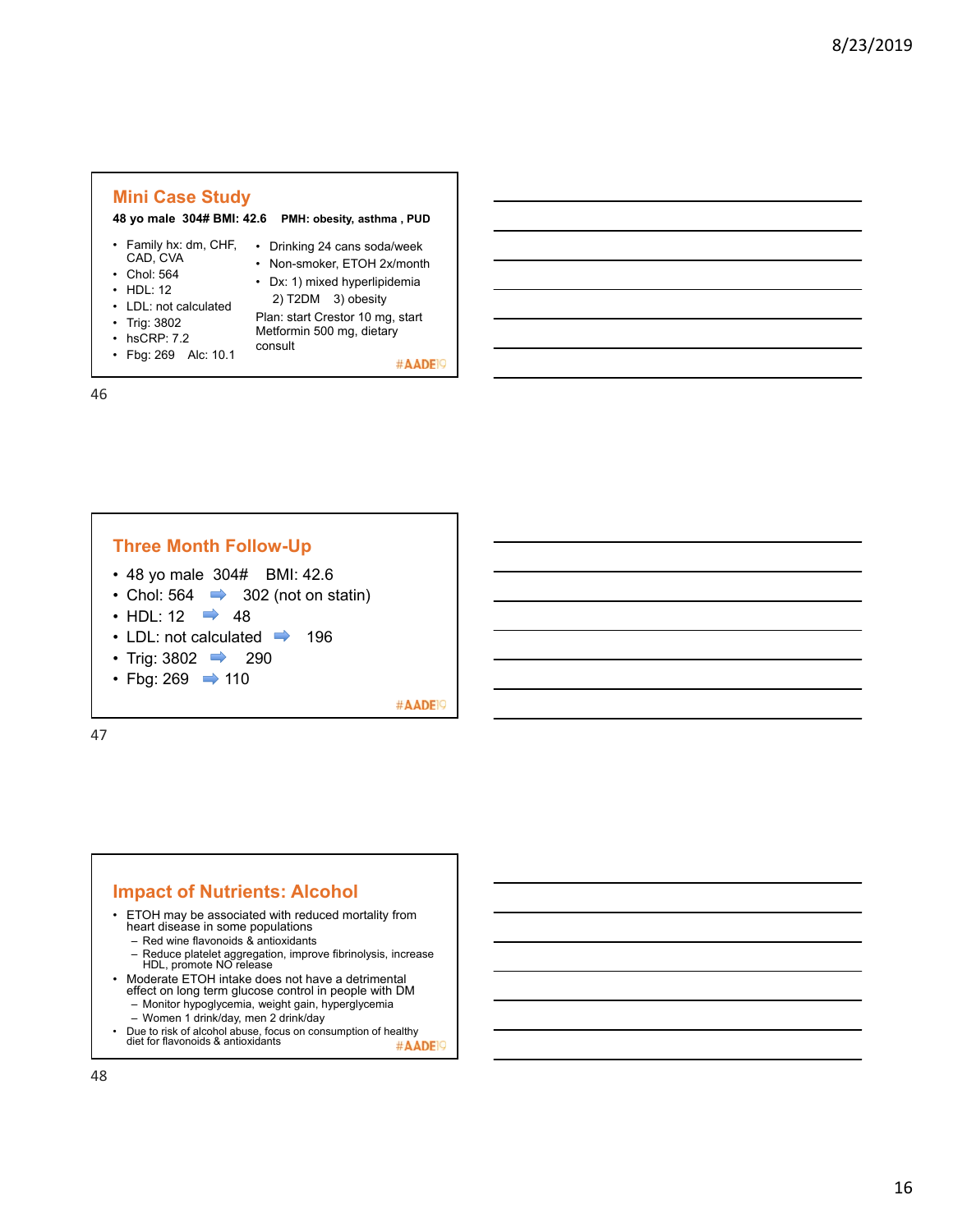## Mini Case Study

**48 yo male 304# BMI: 42.6 PMH: obesity, asthma , PUD**

- Family hx: dm, CHF, CAD, CVA
- Chol: 564
- HDL: 12
- LDL: not calculated
- Trig: 3802
- hsCRP: 7.2
- Fbg: 269 Alc: 10.1
- Drinking 24 cans soda/week
- Non-smoker, ETOH 2x/month
- Dx: 1) mixed hyperlipidemia 2) T2DM 3) obesity

Plan: start Crestor 10 mg, start Metformin 500 mg, dietary consult

#AADE19

## Three Month Follow-Up

- 48 yo male 304# BMI: 42.6
- Chol: 564 ➡ 302 (not on statin)
- HDL: 12 ➡ 48
- LDL: not calculated ➡ 196
- Trig: 3802 ➡ 290
- Fbg: 269 ➡ 110

#AADE19

## Impact of Nutrients: Alcohol

- ETOH may be associated with reduced mortality from heart disease in some populations
  - Red wine flavonoids & antioxidants
  - Reduce platelet aggregation, improve fibrinolysis, increase HDL, promote NO release
- Moderate ETOH intake does not have a detrimental effect on long term glucose control in people with DM
  - Monitor hypoglycemia, weight gain, hyperglycemia
  - Women 1 drink/day, men 2 drink/day
- Due to risk of alcohol abuse, focus on consumption of healthy diet for flavonoids & antioxidants

#AADE19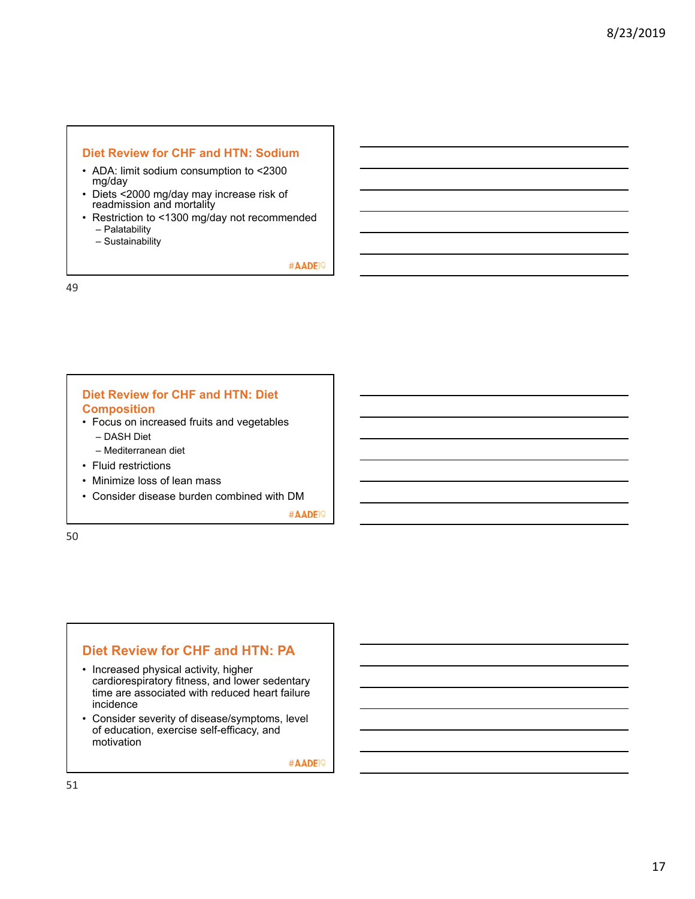## Diet Review for CHF and HTN: Sodium

- ADA: limit sodium consumption to <2300 mg/day
- Diets <2000 mg/day may increase risk of readmission and mortality
- Restriction to <1300 mg/day not recommended
  - Palatability
  - Sustainability

#AADE19

## Diet Review for CHF and HTN: Diet Composition

- Focus on increased fruits and vegetables
  - DASH Diet
  - Mediterranean diet
- Fluid restrictions
- Minimize loss of lean mass
- Consider disease burden combined with DM

#AADE19

## Diet Review for CHF and HTN: PA

- Increased physical activity, higher cardiorespiratory fitness, and lower sedentary time are associated with reduced heart failure incidence
- Consider severity of disease/symptoms, level of education, exercise self-efficacy, and motivation

#AADE19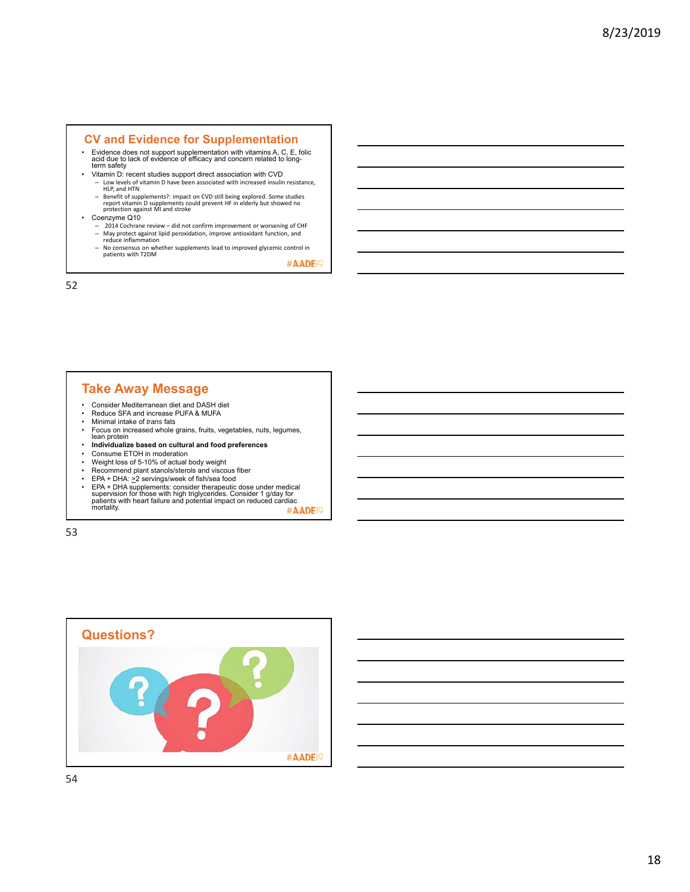## CV and Evidence for Supplementation

- Evidence does not support supplementation with vitamins A, C, E, folic acid due to lack of evidence of efficacy and concern related to long-term safety
- Vitamin D: recent studies support direct association with CVD
  - Low levels of vitamin D have been associated with increased insulin resistance, HLP, and HTN
  - Benefit of supplements?: impact on CVD still being explored. Some studies report vitamin D supplements could prevent HF in elderly but showed no protection against MI and stroke
- Coenzyme Q10
  - 2014 Cochrane review – did not confirm improvement or worsening of CHF
  - May protect against lipid peroxidation, improve antioxidant function, and reduce inflammation
  - No consensus on whether supplements lead to improved glycemic control in patients with T2DM

#AADE19

## Take Away Message

- Consider Mediterranean diet and DASH diet
- Reduce SFA and increase PUFA & MUFA
- Minimal intake of *trans* fats
- Focus on increased whole grains, fruits, vegetables, nuts, legumes, lean protein
- **Individualize based on cultural and food preferences**
- Consume ETOH in moderation
- Weight loss of 5-10% of actual body weight
- Recommend plant stanols/sterols and viscous fiber
- EPA + DHA: $\geq$2 servings/week of fish/sea food
- EPA + DHA supplements: consider therapeutic dose under medical supervision for those with high triglycerides. Consider 1 g/day for patients with heart failure and potential impact on reduced cardiac mortality.

#AADE19

## Questions?

#AADE19